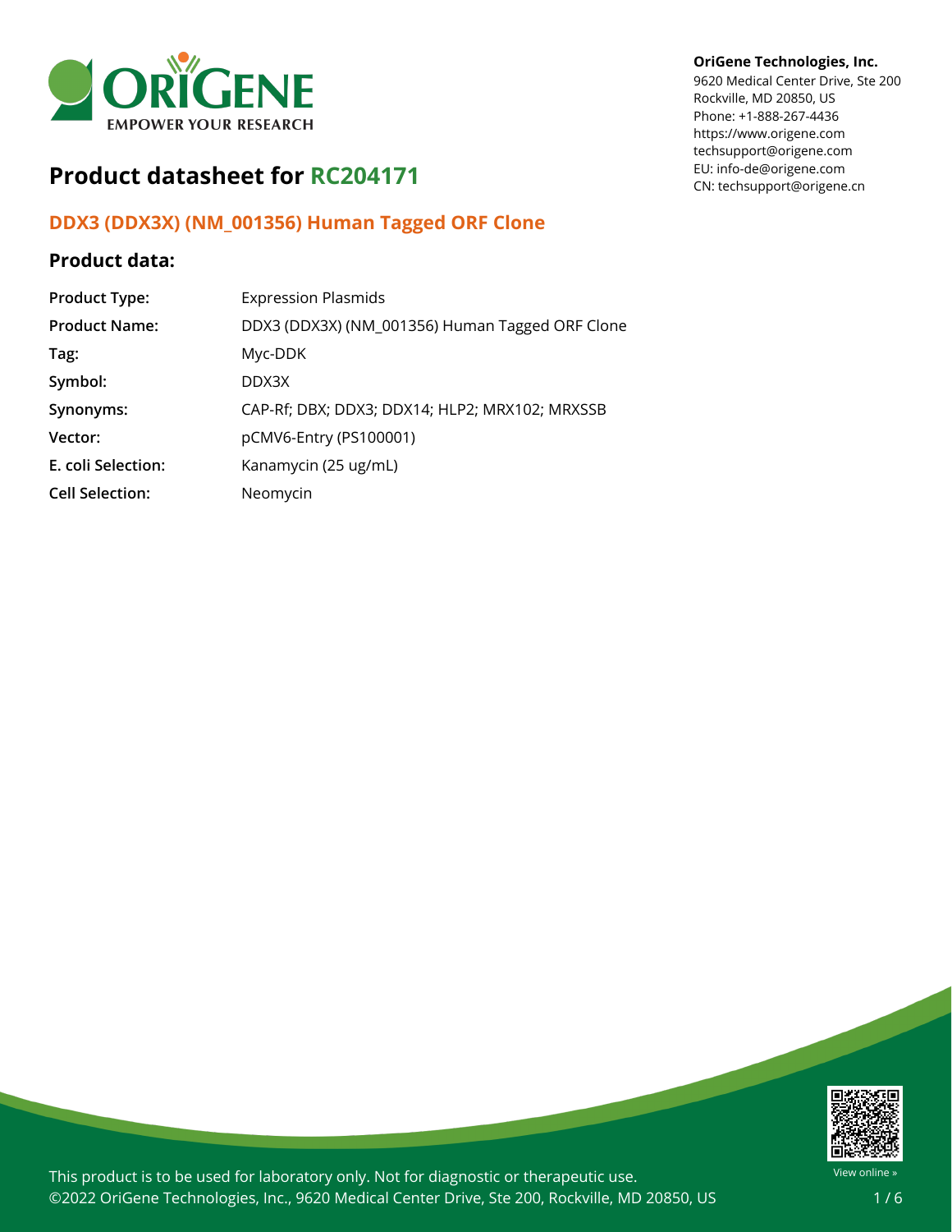OriGene Technologies, Inc.
9620 Medical Center Drive, Ste 200
Rockville, MD 20850, US
Phone: +1-888-267-4436
https://www.origene.com
techsupport@origene.com
EU: info-de@origene.com
CN: techsupport@origene.cn

# Product datasheet for RC204171

## DDX3 (DDX3X) (NM_001356) Human Tagged ORF Clone

### Product data:

| | |
|---|---|
| **Product Type:** | Expression Plasmids |
| **Product Name:** | DDX3 (DDX3X) (NM_001356) Human Tagged ORF Clone |
| **Tag:** | Myc-DDK |
| **Symbol:** | DDX3X |
| **Synonyms:** | CAP-Rf; DBX; DDX3; DDX14; HLP2; MRX102; MRXSSB |
| **Vector:** | pCMV6-Entry (PS100001) |
| **E. coli Selection:** | Kanamycin (25 ug/mL) |
| **Cell Selection:** | Neomycin |

This product is to be used for laboratory only. Not for diagnostic or therapeutic use.
©2022 OriGene Technologies, Inc., 9620 Medical Center Drive, Ste 200, Rockville, MD 20850, US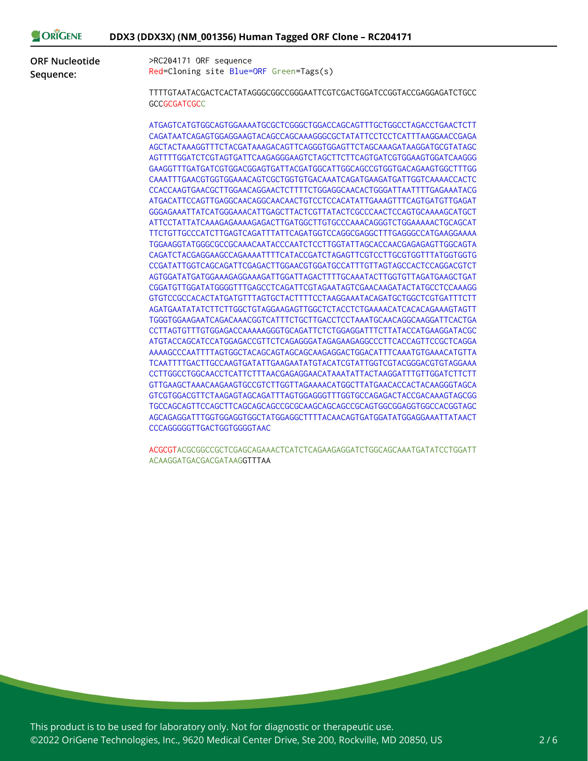**ORF Nucleotide Sequence:**

```
>RC204171 ORF sequence
Red=Cloning site Blue=ORF Green=Tags(s)

TTTTGTAATACGACTCACTATAGGGCGGCCGGGAATTCGTCGACTGGATCCGGTACCGAGGAGATCTGCC
GCCGCGATCGCC

ATGAGTCATGTGGCAGTGGAAAATGCGCTCGGGCTGGACCAGCAGTTTGCTGGCCTAGACCTGAACTCTT
CAGATAATCAGAGTGGAGGAAGTACAGCCAGCAAAGGGCGCTATATTCCTCCTCATTTAAGGAACCGAGA
AGCTACTAAAGGTTTCTACGATAAAGACAGTTCAGGGTGGAGTTCTAGCAAAGATAAGGATGCGTATAGC
AGTTTTGGATCTCGTAGTGATTCAAGAGGGAAGTCTAGCTTCTTCAGTGATCGTGGAAGTGGATCAAGGG
GAAGGTTTGATGATCGTGGACGGAGTGATTACGATGGCATTGGCAGCCGTGGTGACAGAAGTGGCTTTGG
CAAATTTGAACGTGGTGGAAACAGTCGCTGGTGTGACAAATCAGATGAAGATGATTGGTCAAAACCACTC
CCACCAAGTGAACGCTTGGAACAGGAACTCTTTTCTGGAGGCAACACTGGGATTAATTTTGAGAAATACG
ATGACATTCCAGTTGAGGCAACAGGCAACAACTGTCCTCCACATATTGAAAGTTTCAGTGATGTTGAGAT
GGGAGAAATTATCATGGGAAACATTGAGCTTACTCGTTATACTCGCCCAACTCCAGTGCAAAAGCATGCT
ATTCCTATTATCAAAGAGAAAAGAGACTTGATGGCTTGTGCCCAAACAGGGTCTGGAAAAACTGCAGCAT
TTCTGTTGCCCATCTTGAGTCAGATTTATTCAGATGGTCCAGGCGAGGCTTTGAGGGCCATGAAGGAAAA
TGGAAGGTATGGGCGCCGCAAACAATACCCAATCTCCTTGGTATTAGCACCAACGAGAGAGTTGGCAGTA
CAGATCTACGAGGAAGCCAGAAAATTTTCATACCGATCTAGAGTTCGTCCTTGCGTGGTTTATGGTGGTG
CCGATATTGGTCAGCAGATTCGAGACTTGGAACGTGGATGCCATTTGTTAGTAGCCACTCCAGGACGTCT
AGTGGATATGATGGAAAGAGGAAAGATTGGATTAGACTTTTGCAAATACTTGGTGTTAGATGAAGCTGAT
CGGATGTTGGATATGGGGTTTGAGCCTCAGATTCGTAGAATAGTCGAACAAGATACTATGCCTCCAAAGG
GTGTCCGCCACACTATGATGTTTAGTGCTACTTTTCCTAAGGAAATACAGATGCTGGCTCGTGATTTCTT
AGATGAATATATCTTCTTGGCTGTAGGAAGAGTTGGCTCTACCTCTGAAAACATCACACAGAAAGTAGTT
TGGGTGGAAGAATCAGACAAACGGTCATTTCTGCTTGACCTCCTAAATGCAACAGGCAAGGATTCACTGA
CCTTAGTGTTTGTGGAGACCAAAAAGGGTGCAGATTCTCTGGAGGATTTCTTATACCATGAAGGATACGC
ATGTACCAGCATCCATGGAGACCGTTCTCAGAGGGATAGAGAAGAGGCCCTTCACCAGTTCCGCTCAGGA
AAAAGCCCAATTTTAGTGGCTACAGCAGTAGCAGCAAGAGGACTGGACATTTCAAATGTGAAACATGTTA
TCAATTTTGACTTGCCAAGTGATATTGAAGAATATGTACATCGTATTGGTCGTACGGGACGTGTAGGAAA
CCTTGGCCTGGCAACCTCATTCTTTAACGAGAGGAACATAAATATTACTAAGGATTTGTTGGATCTTCTT
GTTGAAGCTAAACAAGAAGTGCCGTCTTGGTTAGAAAACATGGCTTATGAACACCACTACAAGGGTAGCA
GTCGTGGACGTTCTAAGAGTAGCAGATTTAGTGGAGGGTTTGGTGCCAGAGACTACCGACAAAGTAGCGG
TGCCAGCAGTTCCAGCTTCAGCAGCAGCCGCGCAAGCAGCAGCCGCAGTGGCGGAGGTGGCCACGGTAGC
AGCAGAGGATTTGGTGGAGGTGGCTATGGAGGCTTTTACAACAGTGATGGATATGGAGGAAATTATAACT
CCCAGGGGGTTGACTGGTGGGGTAAC

ACGCGTACGCGGCCGCTCGAGCAGAAACTCATCTCAGAAGAGGATCTGGCAGCAAATGATATCCTGGATT
ACAAGGATGACGACGATAAGGTTTAA
```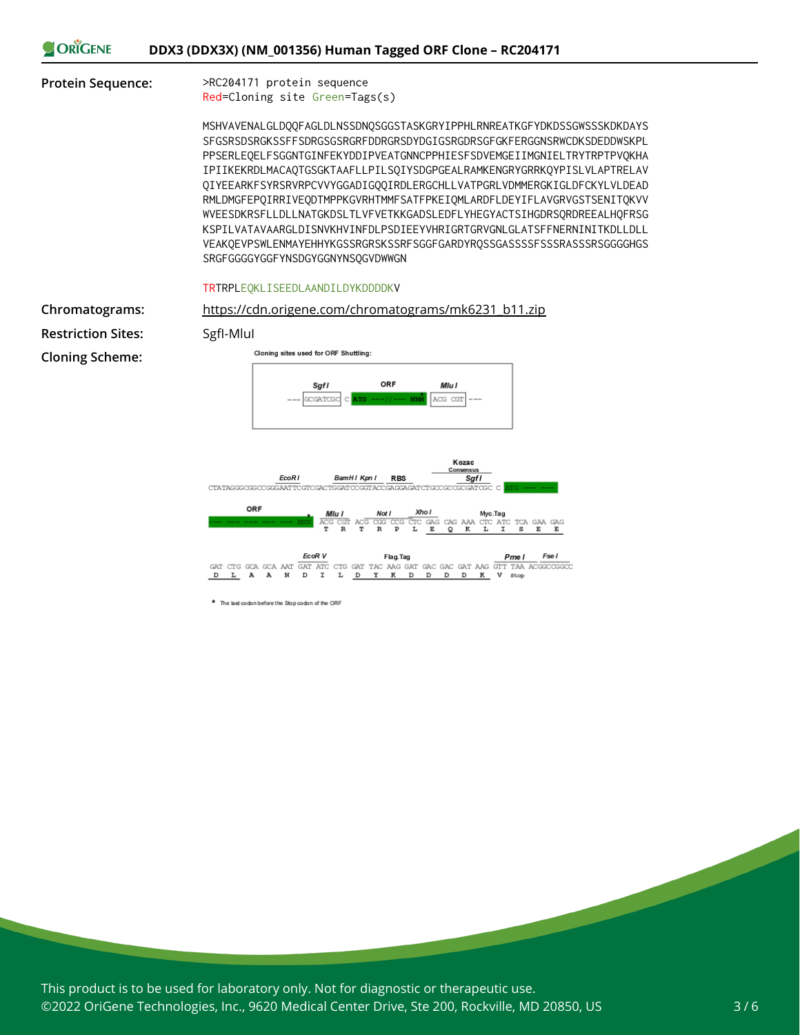**Protein Sequence:**

```
>RC204171 protein sequence
Red=Cloning site Green=Tags(s)

MSHVAVENALGLDQQFAGLDLNSSDNQSGGSTASKGRYIPPHLRNREATKGFYDKDSSGWSSSKDKDAYS
SFGSRSDSRGKSSFFSDRGSGSRGRFDDRGRSDYDGIGSRGDRSGFGKFERGGNSRWCDKSDEDDWSKPL
PPSERLEQELFSGGNTGINFEKYDDIPVEATGNNCPPHIESFSDVEMGEIIMGNIELTRYTRPTPVQKHA
IPIIKEKRDLMACAQTGSGKTAAFLLPILSQIYSDGPGEALRAMKENGRYGRRKQYPISLVLAPTRELAV
QIYEEARKFSYRSRVRPCVVYGGADIGQQIRDLERGCHLLVATPGRLVDMMERGKIGLDFCKYLVLDEAD
RMLDMGFEPQIRRIVEQDTMPPKGVRHTMMFSATFPKEIQMLARDFLDEYIFLAVGRVGSTSENITQKVV
WVEESDKRSFLLDLLNATGKDSLTLVFVETKKGADSLEDFLYHEGYACTSIHGDRSQRDREEALHQFRSG
KSPILVATAVAARGLDISNVKHVINFDLPSDIEEYVHRIGRTGRVGNLGLATSFFNERNINITKDLLDLL
VEAKQEVPSWLENMAYEHHYKGSSRGRSKSSRFSGGFGARDYRQSSGASSSSFSSSRASSSRSGGGGHGS
SRGFGGGGYGGFYNSDGYGGNYNSQGVDWWGN

TRTRPLEQKLISEEDLAANDILDYKDDDDKV
```

**Chromatograms:** https://cdn.origene.com/chromatograms/mk6231_b11.zip

**Restriction Sites:** SgfI-MluI

**Cloning Scheme:**

Cloning sites used for ORF Shuttling:

```
--- GCGATCGC C ATG ---//--- NNN* ACG CGT ---
    SgfI         ORF          MluI
```

```
EcoRI  BamHI KpnI  RBS  Kozac Consensus  SgfI
CTATAGGGCGGCCGGGAATTCGTCGACTGGATCCGGTACCGAGGAGATCTGCCGCCGCGATCGC C ATG --- ---

ORF                       MluI        NotI         XhoI         Myc.Tag
--- --- --- --- --- NNN*  ACG CGT ACG CGG CCG CTC GAG CAG AAA CTC ATC TCA GAA GAG
                           T   R   T   R   P   L   E   Q   K   L   I   S   E   E

            EcoR V              Flag.Tag                         PmeI  FseI
GAT CTG GCA GCA AAT GAT ATC CTG GAT TAC AAG GAT GAC GAC GAT AAG GTT TAA ACGGCCGGCC
 D   L   A   A   N   D   I   L   D   Y   K   D   D   D   D   K   V  Stop
```

* The last codon before the Stop codon of the ORF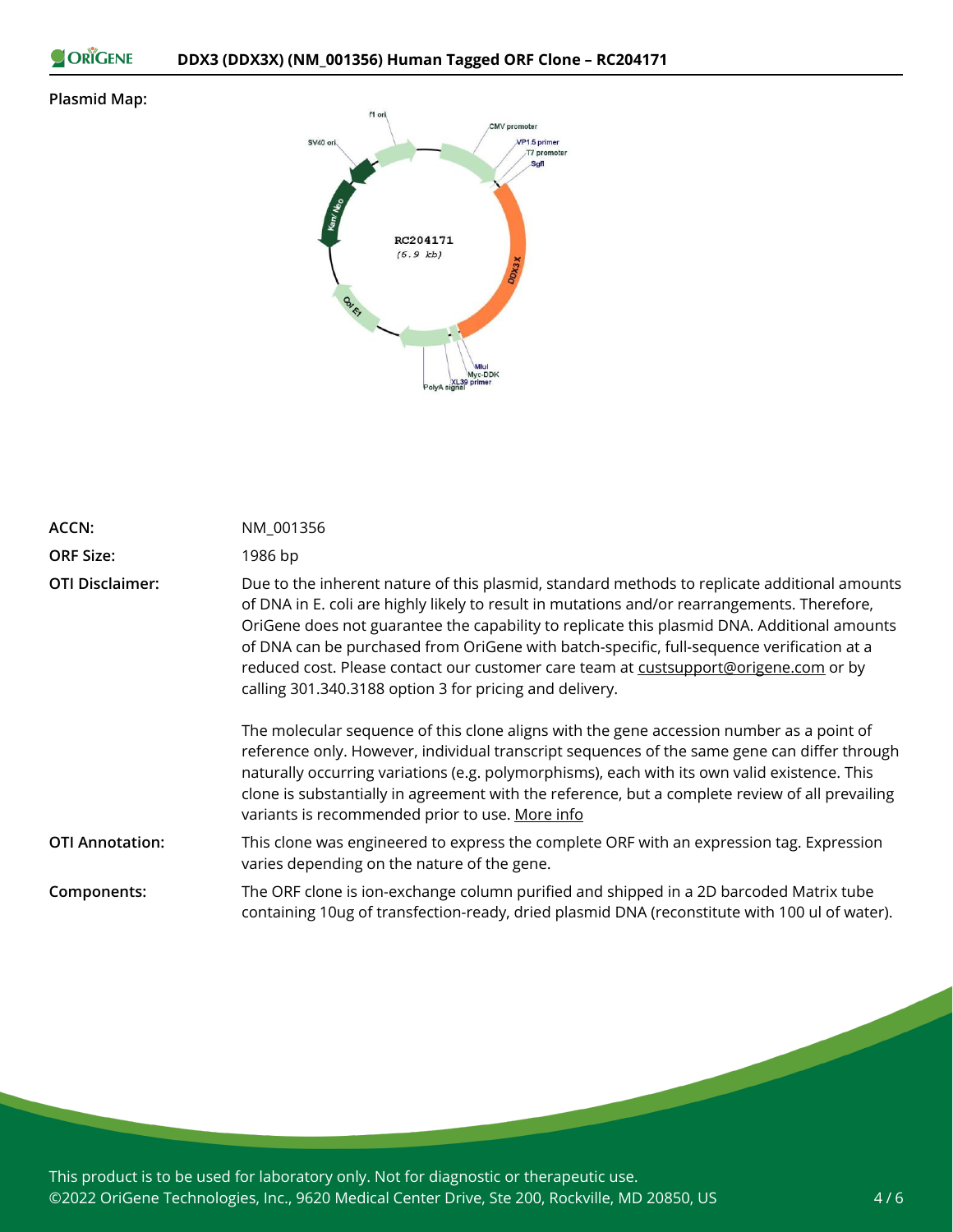**Plasmid Map:**

| | |
|---|---|
| **ACCN:** | NM_001356 |
| **ORF Size:** | 1986 bp |
| **OTI Disclaimer:** | Due to the inherent nature of this plasmid, standard methods to replicate additional amounts of DNA in E. coli are highly likely to result in mutations and/or rearrangements. Therefore, OriGene does not guarantee the capability to replicate this plasmid DNA. Additional amounts of DNA can be purchased from OriGene with batch-specific, full-sequence verification at a reduced cost. Please contact our customer care team at custsupport@origene.com or by calling 301.340.3188 option 3 for pricing and delivery.<br><br>The molecular sequence of this clone aligns with the gene accession number as a point of reference only. However, individual transcript sequences of the same gene can differ through naturally occurring variations (e.g. polymorphisms), each with its own valid existence. This clone is substantially in agreement with the reference, but a complete review of all prevailing variants is recommended prior to use. More info |
| **OTI Annotation:** | This clone was engineered to express the complete ORF with an expression tag. Expression varies depending on the nature of the gene. |
| **Components:** | The ORF clone is ion-exchange column purified and shipped in a 2D barcoded Matrix tube containing 10ug of transfection-ready, dried plasmid DNA (reconstitute with 100 ul of water). |

This product is to be used for laboratory only. Not for diagnostic or therapeutic use.
©2022 OriGene Technologies, Inc., 9620 Medical Center Drive, Ste 200, Rockville, MD 20850, US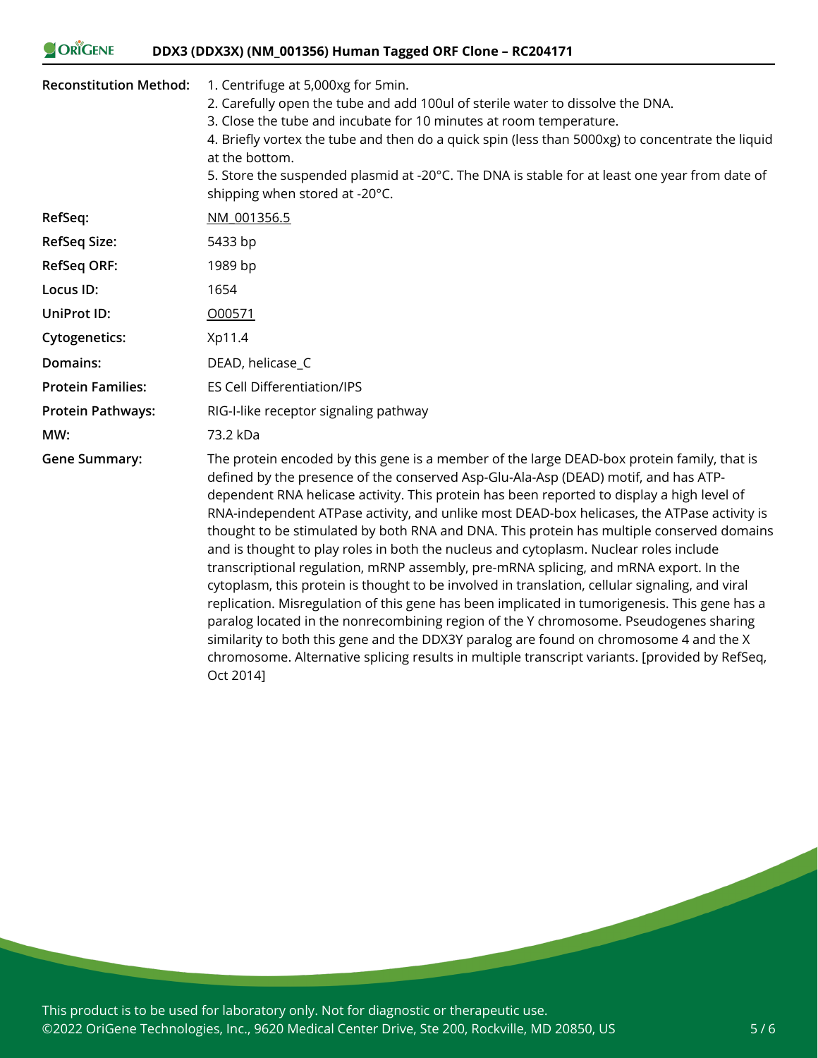| | |
|---|---|
| **Reconstitution Method:** | 1. Centrifuge at 5,000xg for 5min.<br>2. Carefully open the tube and add 100ul of sterile water to dissolve the DNA.<br>3. Close the tube and incubate for 10 minutes at room temperature.<br>4. Briefly vortex the tube and then do a quick spin (less than 5000xg) to concentrate the liquid at the bottom.<br>5. Store the suspended plasmid at -20°C. The DNA is stable for at least one year from date of shipping when stored at -20°C. |
| **RefSeq:** | NM_001356.5 |
| **RefSeq Size:** | 5433 bp |
| **RefSeq ORF:** | 1989 bp |
| **Locus ID:** | 1654 |
| **UniProt ID:** | O00571 |
| **Cytogenetics:** | Xp11.4 |
| **Domains:** | DEAD, helicase_C |
| **Protein Families:** | ES Cell Differentiation/IPS |
| **Protein Pathways:** | RIG-I-like receptor signaling pathway |
| **MW:** | 73.2 kDa |
| **Gene Summary:** | The protein encoded by this gene is a member of the large DEAD-box protein family, that is defined by the presence of the conserved Asp-Glu-Ala-Asp (DEAD) motif, and has ATP-dependent RNA helicase activity. This protein has been reported to display a high level of RNA-independent ATPase activity, and unlike most DEAD-box helicases, the ATPase activity is thought to be stimulated by both RNA and DNA. This protein has multiple conserved domains and is thought to play roles in both the nucleus and cytoplasm. Nuclear roles include transcriptional regulation, mRNP assembly, pre-mRNA splicing, and mRNA export. In the cytoplasm, this protein is thought to be involved in translation, cellular signaling, and viral replication. Misregulation of this gene has been implicated in tumorigenesis. This gene has a paralog located in the nonrecombining region of the Y chromosome. Pseudogenes sharing similarity to both this gene and the DDX3Y paralog are found on chromosome 4 and the X chromosome. Alternative splicing results in multiple transcript variants. [provided by RefSeq, Oct 2014] |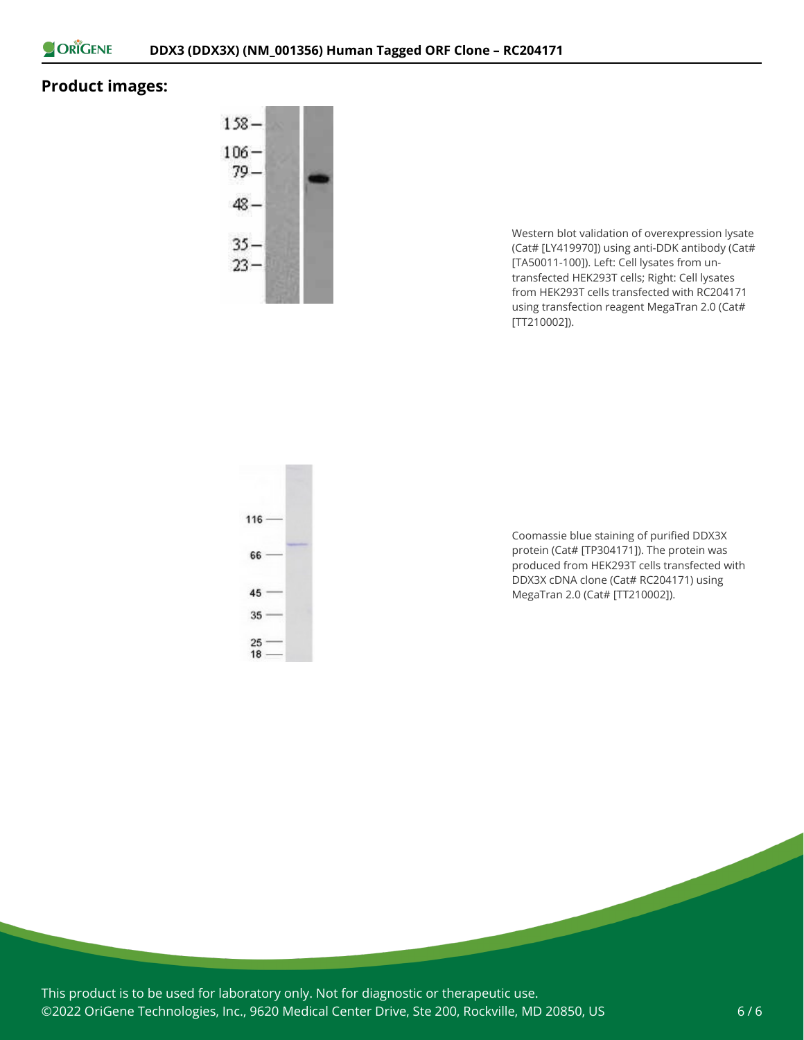## Product images:

158
106
79
48
35
23

Western blot validation of overexpression lysate (Cat# [LY419970]) using anti-DDK antibody (Cat# [TA50011-100]). Left: Cell lysates from un-transfected HEK293T cells; Right: Cell lysates from HEK293T cells transfected with RC204171 using transfection reagent MegaTran 2.0 (Cat# [TT210002]).

116
66
45
35
25
18

Coomassie blue staining of purified DDX3X protein (Cat# [TP304171]). The protein was produced from HEK293T cells transfected with DDX3X cDNA clone (Cat# RC204171) using MegaTran 2.0 (Cat# [TT210002]).

This product is to be used for laboratory only. Not for diagnostic or therapeutic use.
©2022 OriGene Technologies, Inc., 9620 Medical Center Drive, Ste 200, Rockville, MD 20850, US